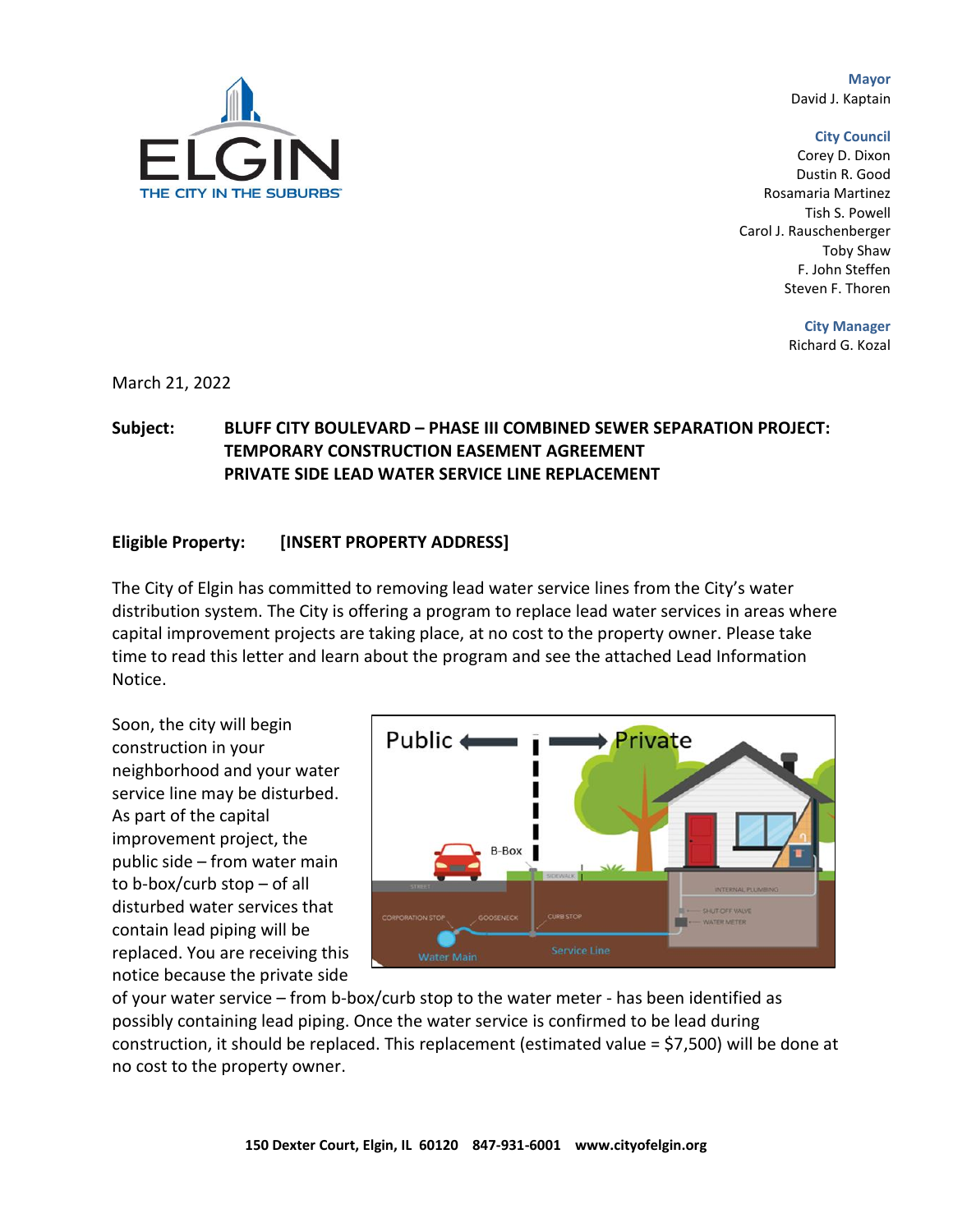ELGIN
THE CITY IN THE SUBURBS

**Mayor**
David J. Kaptain

**City Council**
Corey D. Dixon
Dustin R. Good
Rosamaria Martinez
Tish S. Powell
Carol J. Rauschenberger
Toby Shaw
F. John Steffen
Steven F. Thoren

**City Manager**
Richard G. Kozal

March 21, 2022

**Subject: BLUFF CITY BOULEVARD – PHASE III COMBINED SEWER SEPARATION PROJECT: TEMPORARY CONSTRUCTION EASEMENT AGREEMENT PRIVATE SIDE LEAD WATER SERVICE LINE REPLACEMENT**

**Eligible Property: [INSERT PROPERTY ADDRESS]**

The City of Elgin has committed to removing lead water service lines from the City's water distribution system. The City is offering a program to replace lead water services in areas where capital improvement projects are taking place, at no cost to the property owner. Please take time to read this letter and learn about the program and see the attached Lead Information Notice.

Soon, the city will begin construction in your neighborhood and your water service line may be disturbed. As part of the capital improvement project, the public side – from water main to b-box/curb stop – of all disturbed water services that contain lead piping will be replaced. You are receiving this notice because the private side of your water service – from b-box/curb stop to the water meter - has been identified as possibly containing lead piping. Once the water service is confirmed to be lead during construction, it should be replaced. This replacement (estimated value = $7,500) will be done at no cost to the property owner.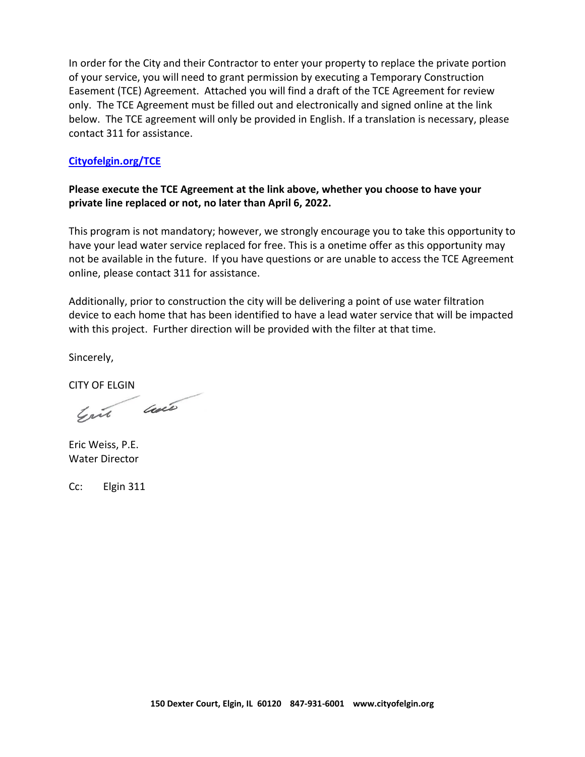In order for the City and their Contractor to enter your property to replace the private portion of your service, you will need to grant permission by executing a Temporary Construction Easement (TCE) Agreement. Attached you will find a draft of the TCE Agreement for review only. The TCE Agreement must be filled out and electronically and signed online at the link below. The TCE agreement will only be provided in English. If a translation is necessary, please contact 311 for assistance.

**Cityofelgin.org/TCE**

**Please execute the TCE Agreement at the link above, whether you choose to have your private line replaced or not, no later than April 6, 2022.**

This program is not mandatory; however, we strongly encourage you to take this opportunity to have your lead water service replaced for free. This is a onetime offer as this opportunity may not be available in the future. If you have questions or are unable to access the TCE Agreement online, please contact 311 for assistance.

Additionally, prior to construction the city will be delivering a point of use water filtration device to each home that has been identified to have a lead water service that will be impacted with this project. Further direction will be provided with the filter at that time.

Sincerely,

CITY OF ELGIN

Eric Weiss, P.E.
Water Director

Cc: Elgin 311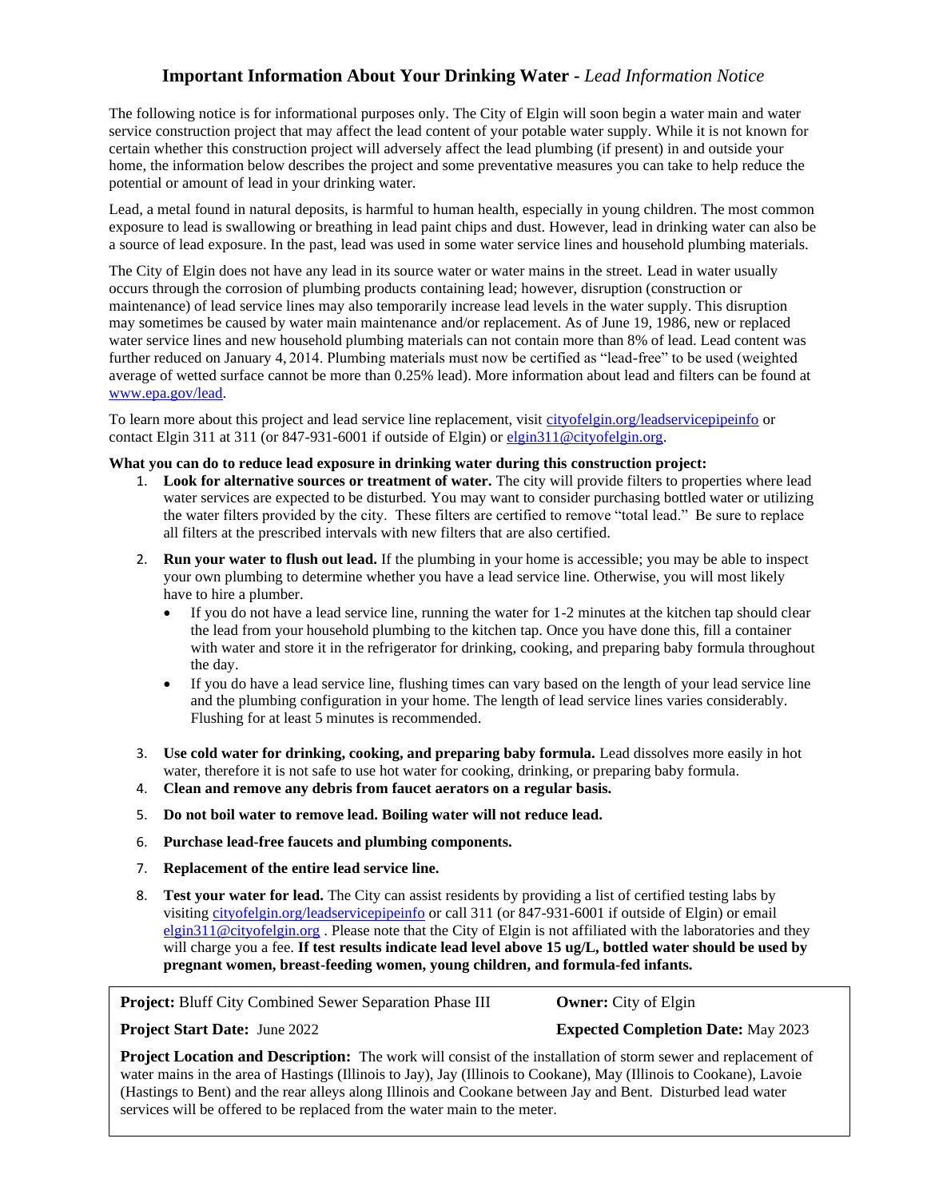# Important Information About Your Drinking Water - *Lead Information Notice*

The following notice is for informational purposes only. The City of Elgin will soon begin a water main and water service construction project that may affect the lead content of your potable water supply. While it is not known for certain whether this construction project will adversely affect the lead plumbing (if present) in and outside your home, the information below describes the project and some preventative measures you can take to help reduce the potential or amount of lead in your drinking water.

Lead, a metal found in natural deposits, is harmful to human health, especially in young children. The most common exposure to lead is swallowing or breathing in lead paint chips and dust. However, lead in drinking water can also be a source of lead exposure. In the past, lead was used in some water service lines and household plumbing materials.

The City of Elgin does not have any lead in its source water or water mains in the street. Lead in water usually occurs through the corrosion of plumbing products containing lead; however, disruption (construction or maintenance) of lead service lines may also temporarily increase lead levels in the water supply. This disruption may sometimes be caused by water main maintenance and/or replacement. As of June 19, 1986, new or replaced water service lines and new household plumbing materials can not contain more than 8% of lead. Lead content was further reduced on January 4, 2014. Plumbing materials must now be certified as "lead-free" to be used (weighted average of wetted surface cannot be more than 0.25% lead). More information about lead and filters can be found at www.epa.gov/lead.

To learn more about this project and lead service line replacement, visit cityofelgin.org/leadservicepipeinfo or contact Elgin 311 at 311 (or 847-931-6001 if outside of Elgin) or elgin311@cityofelgin.org.

**What you can do to reduce lead exposure in drinking water during this construction project:**

1. **Look for alternative sources or treatment of water.** The city will provide filters to properties where lead water services are expected to be disturbed. You may want to consider purchasing bottled water or utilizing the water filters provided by the city. These filters are certified to remove "total lead." Be sure to replace all filters at the prescribed intervals with new filters that are also certified.
2. **Run your water to flush out lead.** If the plumbing in your home is accessible; you may be able to inspect your own plumbing to determine whether you have a lead service line. Otherwise, you will most likely have to hire a plumber.
   - If you do not have a lead service line, running the water for 1-2 minutes at the kitchen tap should clear the lead from your household plumbing to the kitchen tap. Once you have done this, fill a container with water and store it in the refrigerator for drinking, cooking, and preparing baby formula throughout the day.
   - If you do have a lead service line, flushing times can vary based on the length of your lead service line and the plumbing configuration in your home. The length of lead service lines varies considerably. Flushing for at least 5 minutes is recommended.
3. **Use cold water for drinking, cooking, and preparing baby formula.** Lead dissolves more easily in hot water, therefore it is not safe to use hot water for cooking, drinking, or preparing baby formula.
4. **Clean and remove any debris from faucet aerators on a regular basis.**
5. **Do not boil water to remove lead. Boiling water will not reduce lead.**
6. **Purchase lead-free faucets and plumbing components.**
7. **Replacement of the entire lead service line.**
8. **Test your water for lead.** The City can assist residents by providing a list of certified testing labs by visiting cityofelgin.org/leadservicepipeinfo or call 311 (or 847-931-6001 if outside of Elgin) or email elgin311@cityofelgin.org . Please note that the City of Elgin is not affiliated with the laboratories and they will charge you a fee. **If test results indicate lead level above 15 ug/L, bottled water should be used by pregnant women, breast-feeding women, young children, and formula-fed infants.**

**Project:** Bluff City Combined Sewer Separation Phase III **Owner:** City of Elgin

**Project Start Date:** June 2022 **Expected Completion Date:** May 2023

**Project Location and Description:** The work will consist of the installation of storm sewer and replacement of water mains in the area of Hastings (Illinois to Jay), Jay (Illinois to Cookane), May (Illinois to Cookane), Lavoie (Hastings to Bent) and the rear alleys along Illinois and Cookane between Jay and Bent. Disturbed lead water services will be offered to be replaced from the water main to the meter.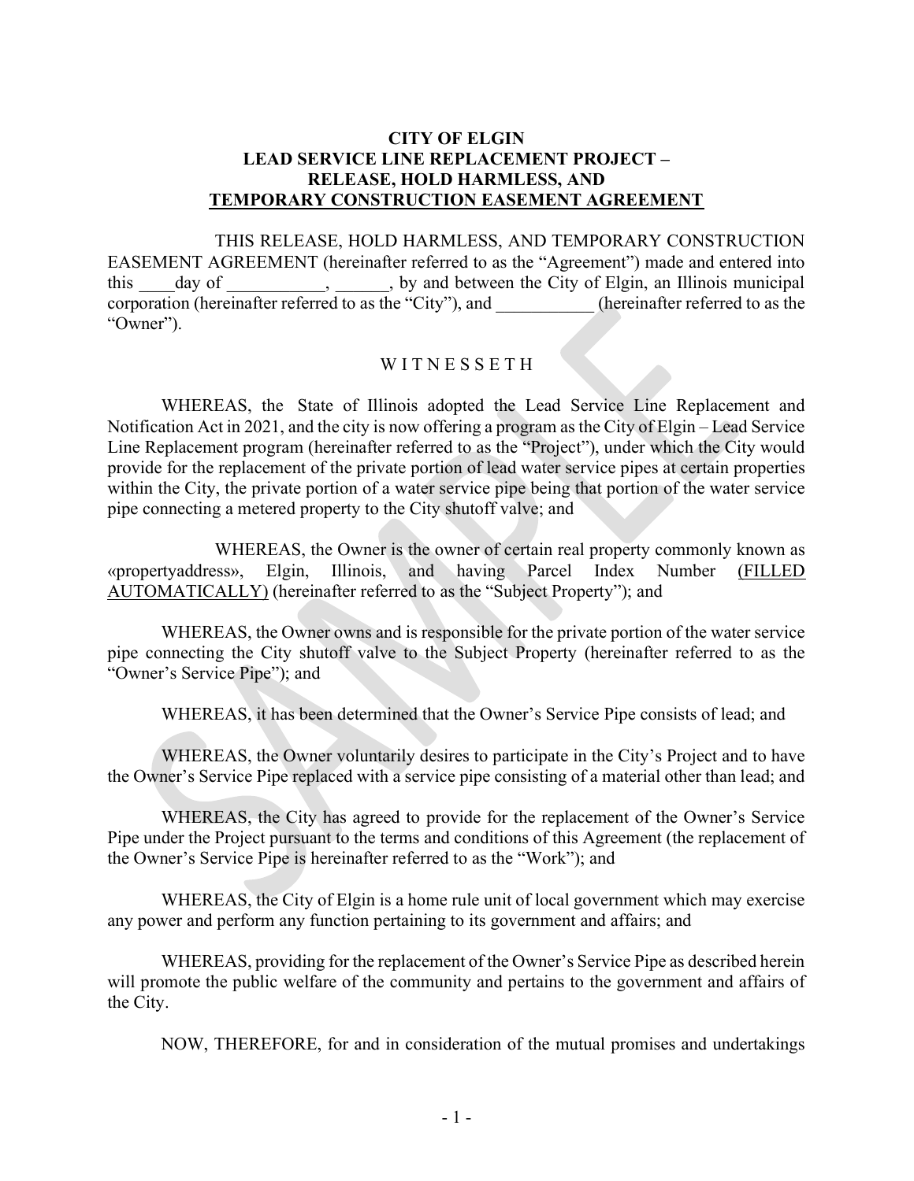**CITY OF ELGIN**
**LEAD SERVICE LINE REPLACEMENT PROJECT –**
**RELEASE, HOLD HARMLESS, AND**
**TEMPORARY CONSTRUCTION EASEMENT AGREEMENT**

THIS RELEASE, HOLD HARMLESS, AND TEMPORARY CONSTRUCTION EASEMENT AGREEMENT (hereinafter referred to as the "Agreement") made and entered into this ____day of ___________, ______, by and between the City of Elgin, an Illinois municipal corporation (hereinafter referred to as the "City"), and ___________ (hereinafter referred to as the "Owner").

W I T N E S S E T H

WHEREAS, the State of Illinois adopted the Lead Service Line Replacement and Notification Act in 2021, and the city is now offering a program as the City of Elgin – Lead Service Line Replacement program (hereinafter referred to as the "Project"), under which the City would provide for the replacement of the private portion of lead water service pipes at certain properties within the City, the private portion of a water service pipe being that portion of the water service pipe connecting a metered property to the City shutoff valve; and

WHEREAS, the Owner is the owner of certain real property commonly known as «propertyaddress», Elgin, Illinois, and having Parcel Index Number (FILLED AUTOMATICALLY) (hereinafter referred to as the "Subject Property"); and

WHEREAS, the Owner owns and is responsible for the private portion of the water service pipe connecting the City shutoff valve to the Subject Property (hereinafter referred to as the "Owner's Service Pipe"); and

WHEREAS, it has been determined that the Owner's Service Pipe consists of lead; and

WHEREAS, the Owner voluntarily desires to participate in the City's Project and to have the Owner's Service Pipe replaced with a service pipe consisting of a material other than lead; and

WHEREAS, the City has agreed to provide for the replacement of the Owner's Service Pipe under the Project pursuant to the terms and conditions of this Agreement (the replacement of the Owner's Service Pipe is hereinafter referred to as the "Work"); and

WHEREAS, the City of Elgin is a home rule unit of local government which may exercise any power and perform any function pertaining to its government and affairs; and

WHEREAS, providing for the replacement of the Owner's Service Pipe as described herein will promote the public welfare of the community and pertains to the government and affairs of the City.

NOW, THEREFORE, for and in consideration of the mutual promises and undertakings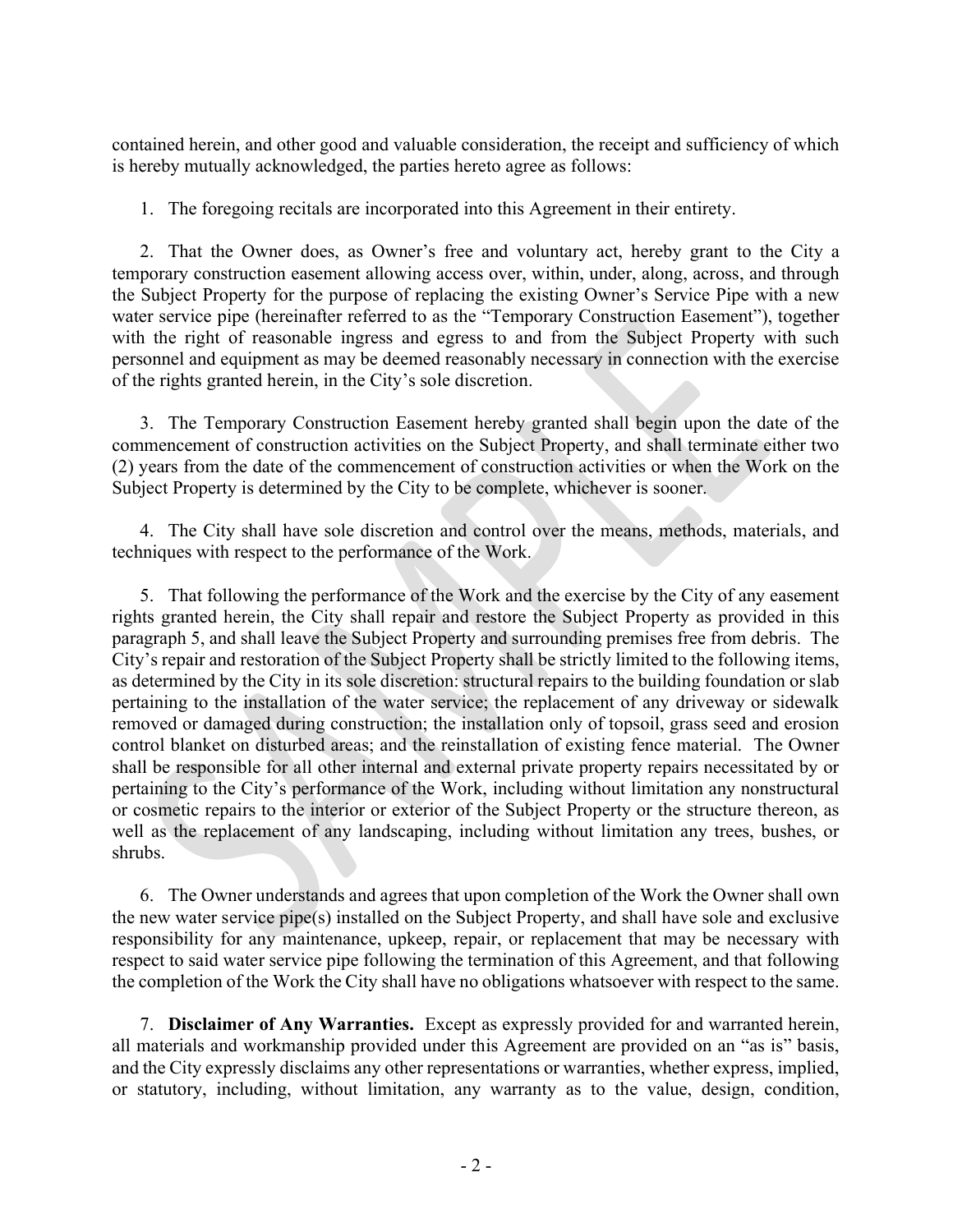contained herein, and other good and valuable consideration, the receipt and sufficiency of which is hereby mutually acknowledged, the parties hereto agree as follows:

1. The foregoing recitals are incorporated into this Agreement in their entirety.

2. That the Owner does, as Owner's free and voluntary act, hereby grant to the City a temporary construction easement allowing access over, within, under, along, across, and through the Subject Property for the purpose of replacing the existing Owner's Service Pipe with a new water service pipe (hereinafter referred to as the "Temporary Construction Easement"), together with the right of reasonable ingress and egress to and from the Subject Property with such personnel and equipment as may be deemed reasonably necessary in connection with the exercise of the rights granted herein, in the City's sole discretion.

3. The Temporary Construction Easement hereby granted shall begin upon the date of the commencement of construction activities on the Subject Property, and shall terminate either two (2) years from the date of the commencement of construction activities or when the Work on the Subject Property is determined by the City to be complete, whichever is sooner.

4. The City shall have sole discretion and control over the means, methods, materials, and techniques with respect to the performance of the Work.

5. That following the performance of the Work and the exercise by the City of any easement rights granted herein, the City shall repair and restore the Subject Property as provided in this paragraph 5, and shall leave the Subject Property and surrounding premises free from debris. The City's repair and restoration of the Subject Property shall be strictly limited to the following items, as determined by the City in its sole discretion: structural repairs to the building foundation or slab pertaining to the installation of the water service; the replacement of any driveway or sidewalk removed or damaged during construction; the installation only of topsoil, grass seed and erosion control blanket on disturbed areas; and the reinstallation of existing fence material. The Owner shall be responsible for all other internal and external private property repairs necessitated by or pertaining to the City's performance of the Work, including without limitation any nonstructural or cosmetic repairs to the interior or exterior of the Subject Property or the structure thereon, as well as the replacement of any landscaping, including without limitation any trees, bushes, or shrubs.

6. The Owner understands and agrees that upon completion of the Work the Owner shall own the new water service pipe(s) installed on the Subject Property, and shall have sole and exclusive responsibility for any maintenance, upkeep, repair, or replacement that may be necessary with respect to said water service pipe following the termination of this Agreement, and that following the completion of the Work the City shall have no obligations whatsoever with respect to the same.

7. **Disclaimer of Any Warranties.** Except as expressly provided for and warranted herein, all materials and workmanship provided under this Agreement are provided on an "as is" basis, and the City expressly disclaims any other representations or warranties, whether express, implied, or statutory, including, without limitation, any warranty as to the value, design, condition,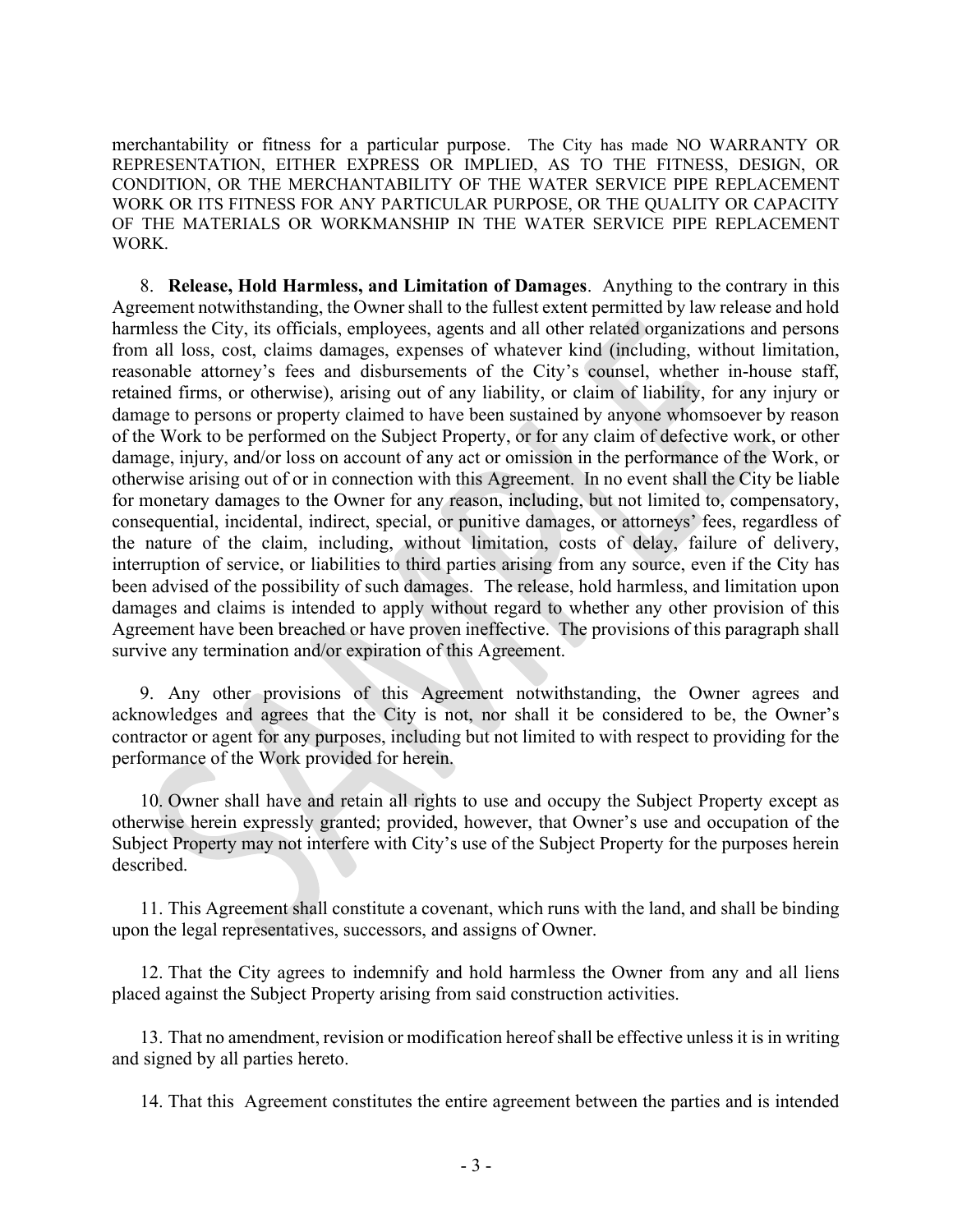merchantability or fitness for a particular purpose. The City has made NO WARRANTY OR REPRESENTATION, EITHER EXPRESS OR IMPLIED, AS TO THE FITNESS, DESIGN, OR CONDITION, OR THE MERCHANTABILITY OF THE WATER SERVICE PIPE REPLACEMENT WORK OR ITS FITNESS FOR ANY PARTICULAR PURPOSE, OR THE QUALITY OR CAPACITY OF THE MATERIALS OR WORKMANSHIP IN THE WATER SERVICE PIPE REPLACEMENT WORK.

8. **Release, Hold Harmless, and Limitation of Damages**. Anything to the contrary in this Agreement notwithstanding, the Owner shall to the fullest extent permitted by law release and hold harmless the City, its officials, employees, agents and all other related organizations and persons from all loss, cost, claims damages, expenses of whatever kind (including, without limitation, reasonable attorney's fees and disbursements of the City's counsel, whether in-house staff, retained firms, or otherwise), arising out of any liability, or claim of liability, for any injury or damage to persons or property claimed to have been sustained by anyone whomsoever by reason of the Work to be performed on the Subject Property, or for any claim of defective work, or other damage, injury, and/or loss on account of any act or omission in the performance of the Work, or otherwise arising out of or in connection with this Agreement. In no event shall the City be liable for monetary damages to the Owner for any reason, including, but not limited to, compensatory, consequential, incidental, indirect, special, or punitive damages, or attorneys' fees, regardless of the nature of the claim, including, without limitation, costs of delay, failure of delivery, interruption of service, or liabilities to third parties arising from any source, even if the City has been advised of the possibility of such damages. The release, hold harmless, and limitation upon damages and claims is intended to apply without regard to whether any other provision of this Agreement have been breached or have proven ineffective. The provisions of this paragraph shall survive any termination and/or expiration of this Agreement.

9. Any other provisions of this Agreement notwithstanding, the Owner agrees and acknowledges and agrees that the City is not, nor shall it be considered to be, the Owner's contractor or agent for any purposes, including but not limited to with respect to providing for the performance of the Work provided for herein.

10. Owner shall have and retain all rights to use and occupy the Subject Property except as otherwise herein expressly granted; provided, however, that Owner's use and occupation of the Subject Property may not interfere with City's use of the Subject Property for the purposes herein described.

11. This Agreement shall constitute a covenant, which runs with the land, and shall be binding upon the legal representatives, successors, and assigns of Owner.

12. That the City agrees to indemnify and hold harmless the Owner from any and all liens placed against the Subject Property arising from said construction activities.

13. That no amendment, revision or modification hereof shall be effective unless it is in writing and signed by all parties hereto.

14. That this Agreement constitutes the entire agreement between the parties and is intended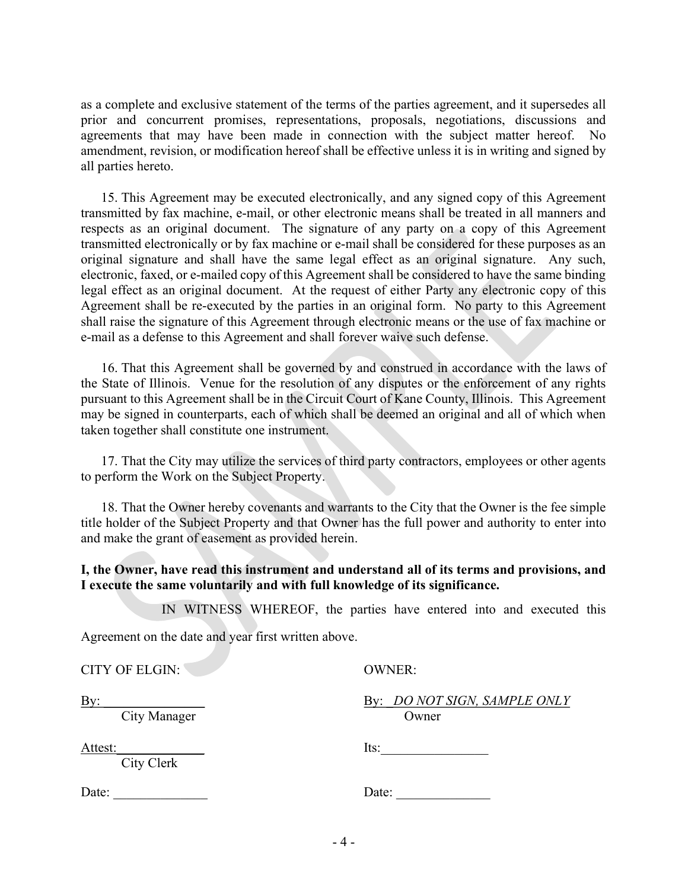as a complete and exclusive statement of the terms of the parties agreement, and it supersedes all prior and concurrent promises, representations, proposals, negotiations, discussions and agreements that may have been made in connection with the subject matter hereof. No amendment, revision, or modification hereof shall be effective unless it is in writing and signed by all parties hereto.

15. This Agreement may be executed electronically, and any signed copy of this Agreement transmitted by fax machine, e-mail, or other electronic means shall be treated in all manners and respects as an original document. The signature of any party on a copy of this Agreement transmitted electronically or by fax machine or e-mail shall be considered for these purposes as an original signature and shall have the same legal effect as an original signature. Any such, electronic, faxed, or e-mailed copy of this Agreement shall be considered to have the same binding legal effect as an original document. At the request of either Party any electronic copy of this Agreement shall be re-executed by the parties in an original form. No party to this Agreement shall raise the signature of this Agreement through electronic means or the use of fax machine or e-mail as a defense to this Agreement and shall forever waive such defense.

16. That this Agreement shall be governed by and construed in accordance with the laws of the State of Illinois. Venue for the resolution of any disputes or the enforcement of any rights pursuant to this Agreement shall be in the Circuit Court of Kane County, Illinois. This Agreement may be signed in counterparts, each of which shall be deemed an original and all of which when taken together shall constitute one instrument.

17. That the City may utilize the services of third party contractors, employees or other agents to perform the Work on the Subject Property.

18. That the Owner hereby covenants and warrants to the City that the Owner is the fee simple title holder of the Subject Property and that Owner has the full power and authority to enter into and make the grant of easement as provided herein.

**I, the Owner, have read this instrument and understand all of its terms and provisions, and I execute the same voluntarily and with full knowledge of its significance.**

IN WITNESS WHEREOF, the parties have entered into and executed this Agreement on the date and year first written above.

CITY OF ELGIN:

By:_______________
City Manager

Attest:_____________
City Clerk

Date: ______________

OWNER:

By: *DO NOT SIGN, SAMPLE ONLY*
Owner

Its:________________

Date: ______________